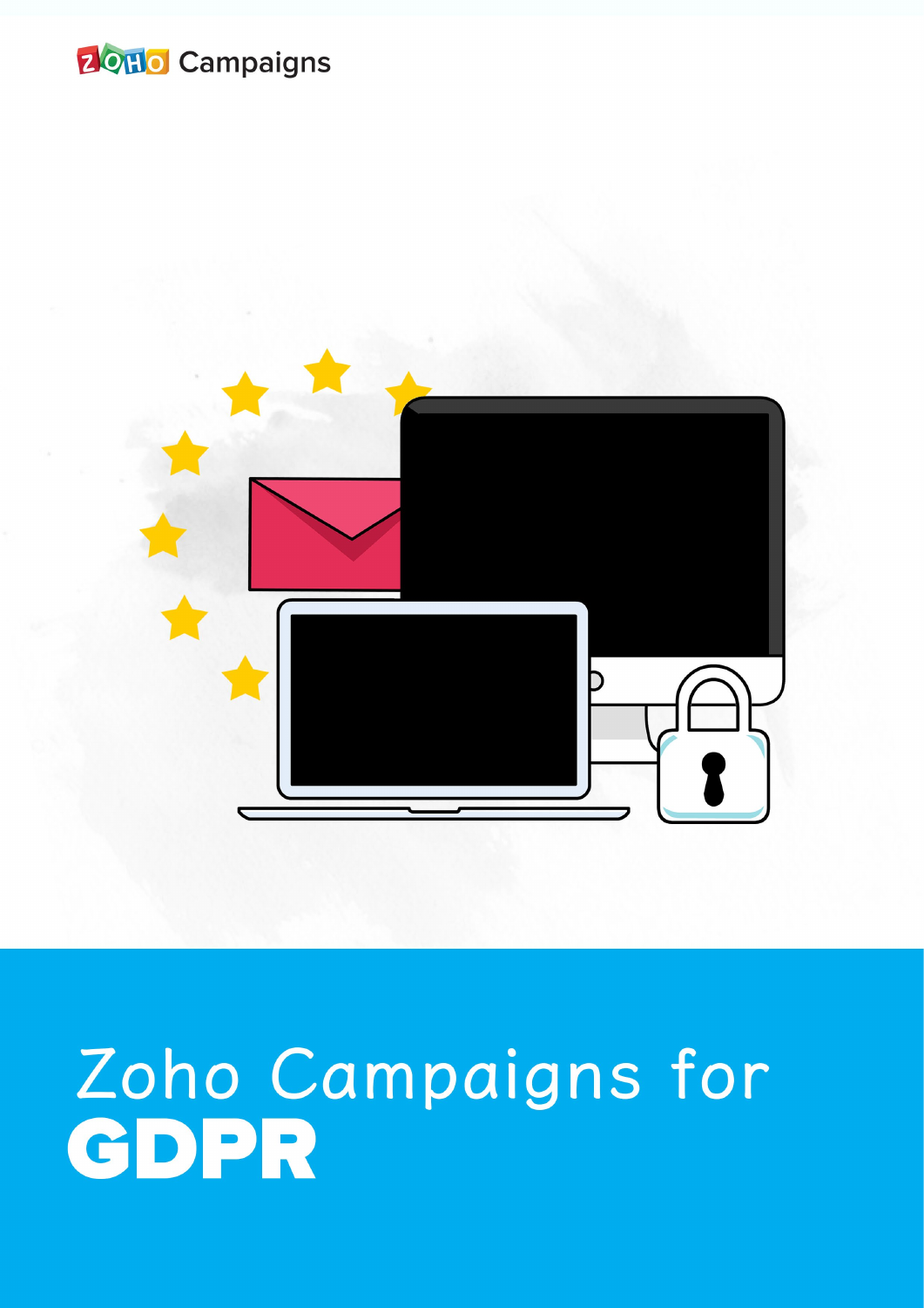Zoho Campaigns

# Zoho Campaigns for GDPR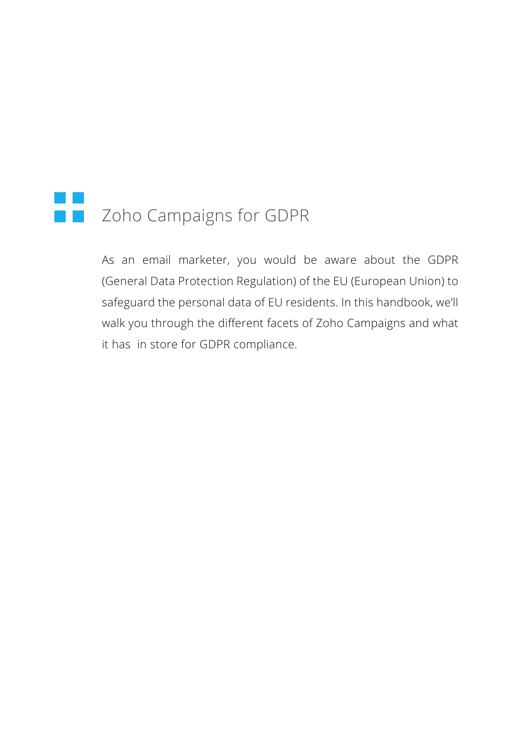# Zoho Campaigns for GDPR

As an email marketer, you would be aware about the GDPR (General Data Protection Regulation) of the EU (European Union) to safeguard the personal data of EU residents. In this handbook, we'll walk you through the different facets of Zoho Campaigns and what it has in store for GDPR compliance.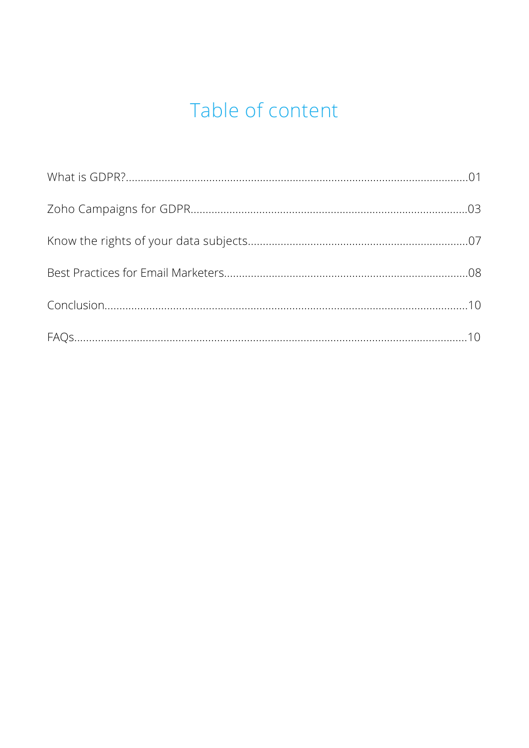# Table of content

What is GDPR?.....01

Zoho Campaigns for GDPR.....03

Know the rights of your data subjects.....07

Best Practices for Email Marketers.....08

Conclusion.....10

FAQs.....10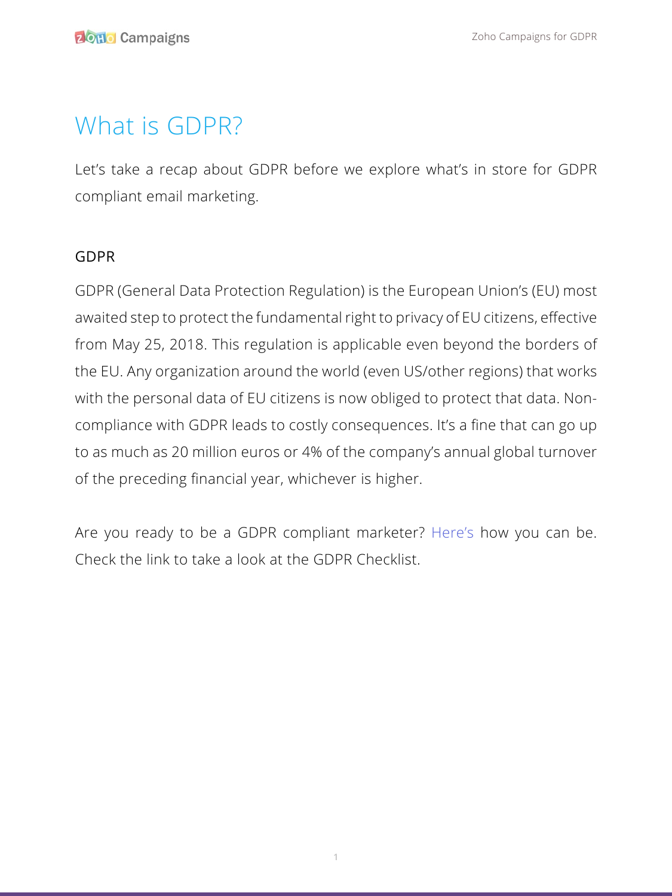# What is GDPR?

Let's take a recap about GDPR before we explore what's in store for GDPR compliant email marketing.

## GDPR

GDPR (General Data Protection Regulation) is the European Union's (EU) most awaited step to protect the fundamental right to privacy of EU citizens, effective from May 25, 2018. This regulation is applicable even beyond the borders of the EU. Any organization around the world (even US/other regions) that works with the personal data of EU citizens is now obliged to protect that data. Non-compliance with GDPR leads to costly consequences. It's a fine that can go up to as much as 20 million euros or 4% of the company's annual global turnover of the preceding financial year, whichever is higher.

Are you ready to be a GDPR compliant marketer? Here's how you can be. Check the link to take a look at the GDPR Checklist.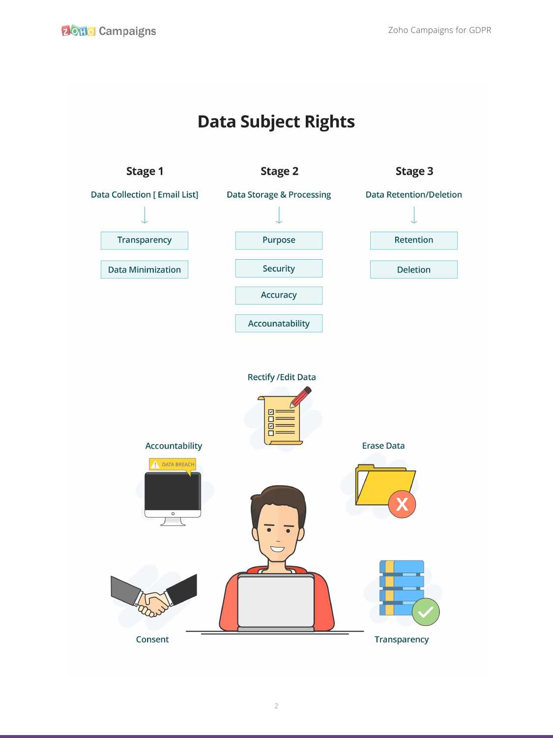# Data Subject Rights

### Stage 1

Data Collection [ Email List]

- Transparency
- Data Minimization

### Stage 2

Data Storage & Processing

- Purpose
- Security
- Accuracy
- Accounatability

### Stage 3

Data Retention/Deletion

- Retention
- Deletion

Rectify /Edit Data

Accountability

DATA BREACH

Erase Data

Consent

Transparency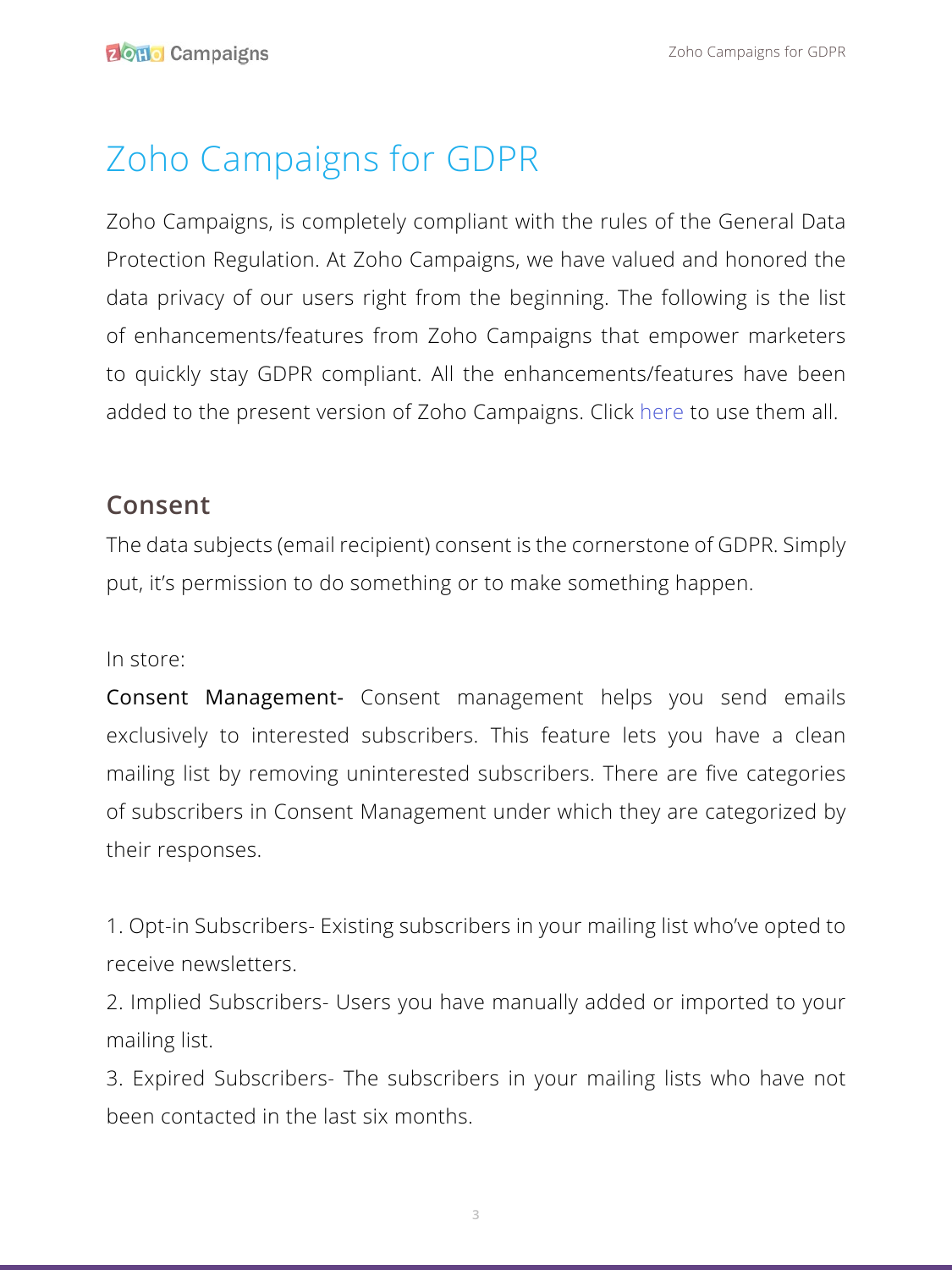# Zoho Campaigns for GDPR

Zoho Campaigns, is completely compliant with the rules of the General Data Protection Regulation. At Zoho Campaigns, we have valued and honored the data privacy of our users right from the beginning. The following is the list of enhancements/features from Zoho Campaigns that empower marketers to quickly stay GDPR compliant. All the enhancements/features have been added to the present version of Zoho Campaigns. Click here to use them all.

## Consent

The data subjects (email recipient) consent is the cornerstone of GDPR. Simply put, it's permission to do something or to make something happen.

In store:

**Consent Management-** Consent management helps you send emails exclusively to interested subscribers. This feature lets you have a clean mailing list by removing uninterested subscribers. There are five categories of subscribers in Consent Management under which they are categorized by their responses.

1. Opt-in Subscribers- Existing subscribers in your mailing list who've opted to receive newsletters.
2. Implied Subscribers- Users you have manually added or imported to your mailing list.
3. Expired Subscribers- The subscribers in your mailing lists who have not been contacted in the last six months.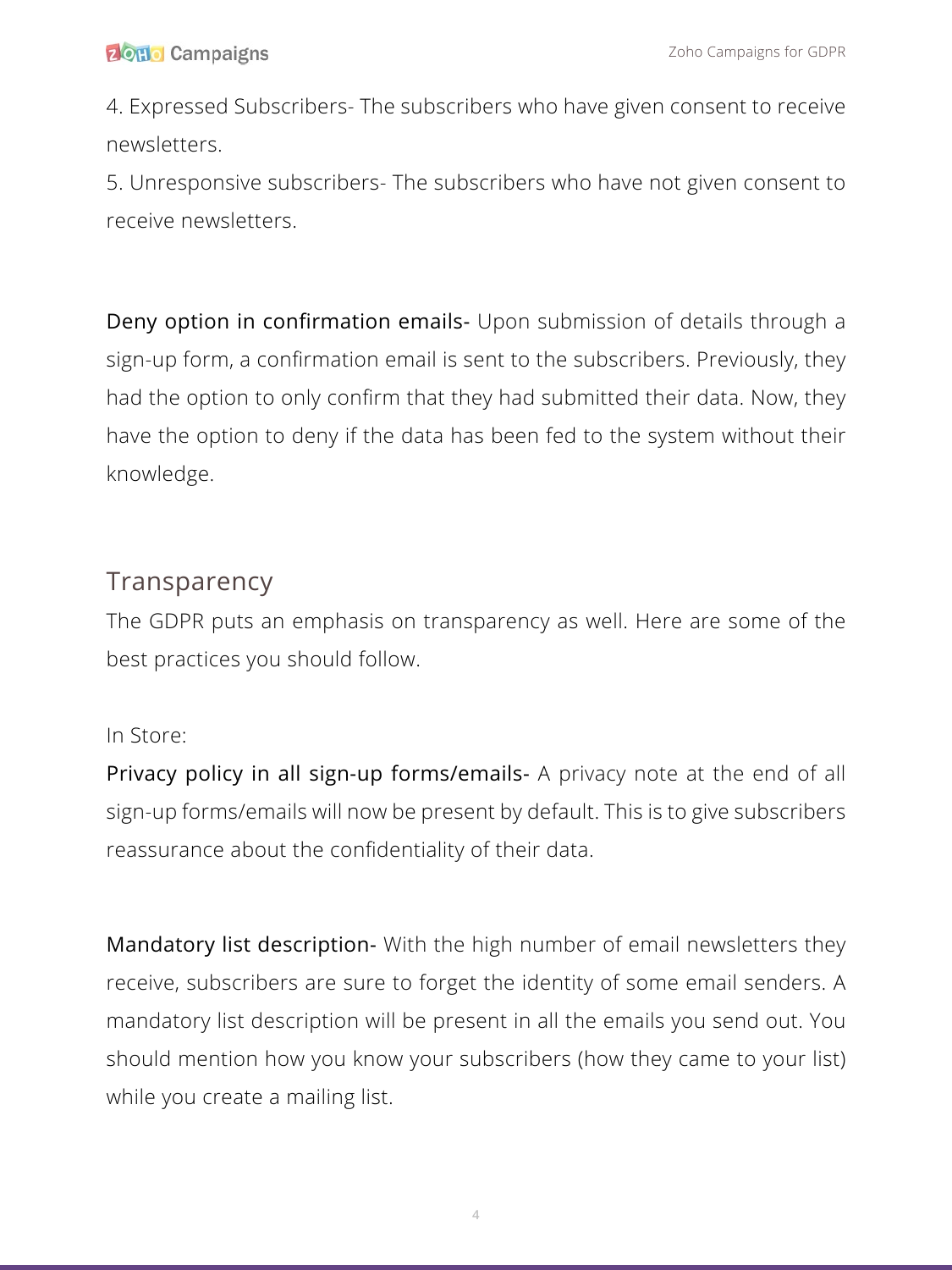4. Expressed Subscribers- The subscribers who have given consent to receive newsletters.
5. Unresponsive subscribers- The subscribers who have not given consent to receive newsletters.

**Deny option in confirmation emails-** Upon submission of details through a sign-up form, a confirmation email is sent to the subscribers. Previously, they had the option to only confirm that they had submitted their data. Now, they have the option to deny if the data has been fed to the system without their knowledge.

## Transparency

The GDPR puts an emphasis on transparency as well. Here are some of the best practices you should follow.

In Store:

**Privacy policy in all sign-up forms/emails-** A privacy note at the end of all sign-up forms/emails will now be present by default. This is to give subscribers reassurance about the confidentiality of their data.

**Mandatory list description-** With the high number of email newsletters they receive, subscribers are sure to forget the identity of some email senders. A mandatory list description will be present in all the emails you send out. You should mention how you know your subscribers (how they came to your list) while you create a mailing list.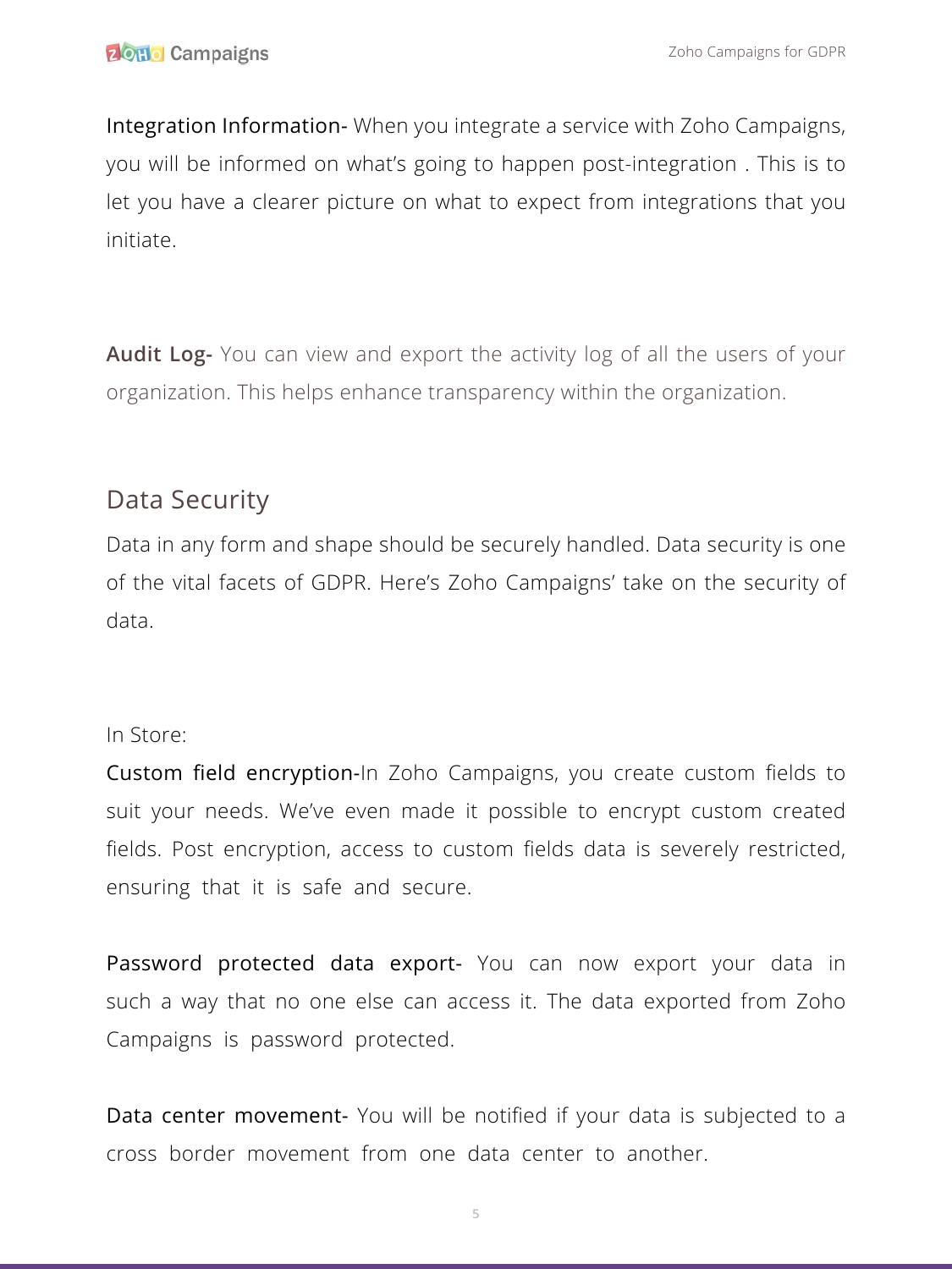Integration Information- When you integrate a service with Zoho Campaigns, you will be informed on what's going to happen post-integration . This is to let you have a clearer picture on what to expect from integrations that you initiate.

**Audit Log-** You can view and export the activity log of all the users of your organization. This helps enhance transparency within the organization.

## Data Security

Data in any form and shape should be securely handled. Data security is one of the vital facets of GDPR. Here's Zoho Campaigns' take on the security of data.

In Store:

Custom field encryption-In Zoho Campaigns, you create custom fields to suit your needs. We've even made it possible to encrypt custom created fields. Post encryption, access to custom fields data is severely restricted, ensuring that it is safe and secure.

Password protected data export- You can now export your data in such a way that no one else can access it. The data exported from Zoho Campaigns is password protected.

Data center movement- You will be notified if your data is subjected to a cross border movement from one data center to another.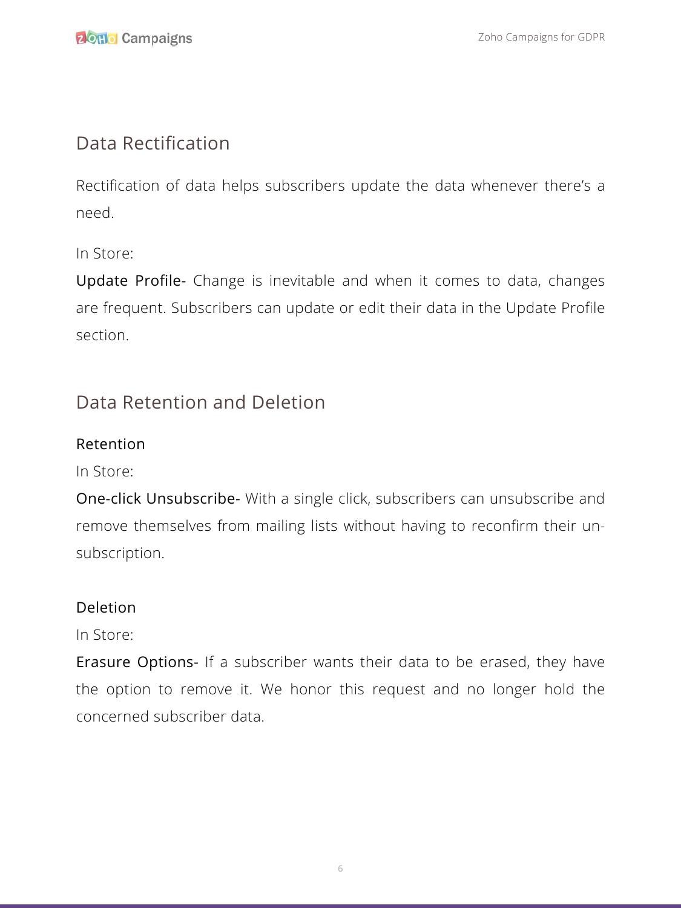## Data Rectification

Rectification of data helps subscribers update the data whenever there's a need.

In Store:

**Update Profile-** Change is inevitable and when it comes to data, changes are frequent. Subscribers can update or edit their data in the Update Profile section.

## Data Retention and Deletion

### Retention

In Store:

**One-click Unsubscribe-** With a single click, subscribers can unsubscribe and remove themselves from mailing lists without having to reconfirm their un-subscription.

### Deletion

In Store:

**Erasure Options-** If a subscriber wants their data to be erased, they have the option to remove it. We honor this request and no longer hold the concerned subscriber data.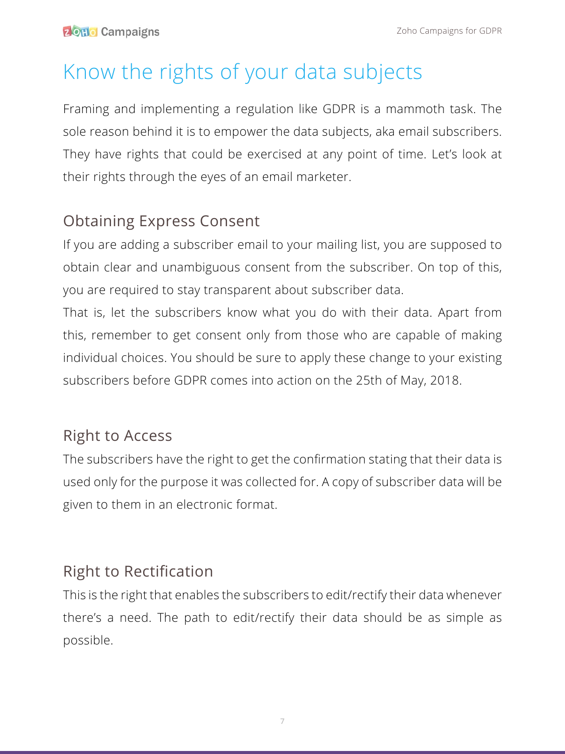# Know the rights of your data subjects

Framing and implementing a regulation like GDPR is a mammoth task. The sole reason behind it is to empower the data subjects, aka email subscribers. They have rights that could be exercised at any point of time. Let's look at their rights through the eyes of an email marketer.

## Obtaining Express Consent

If you are adding a subscriber email to your mailing list, you are supposed to obtain clear and unambiguous consent from the subscriber. On top of this, you are required to stay transparent about subscriber data.

That is, let the subscribers know what you do with their data. Apart from this, remember to get consent only from those who are capable of making individual choices. You should be sure to apply these change to your existing subscribers before GDPR comes into action on the 25th of May, 2018.

## Right to Access

The subscribers have the right to get the confirmation stating that their data is used only for the purpose it was collected for. A copy of subscriber data will be given to them in an electronic format.

## Right to Rectification

This is the right that enables the subscribers to edit/rectify their data whenever there's a need. The path to edit/rectify their data should be as simple as possible.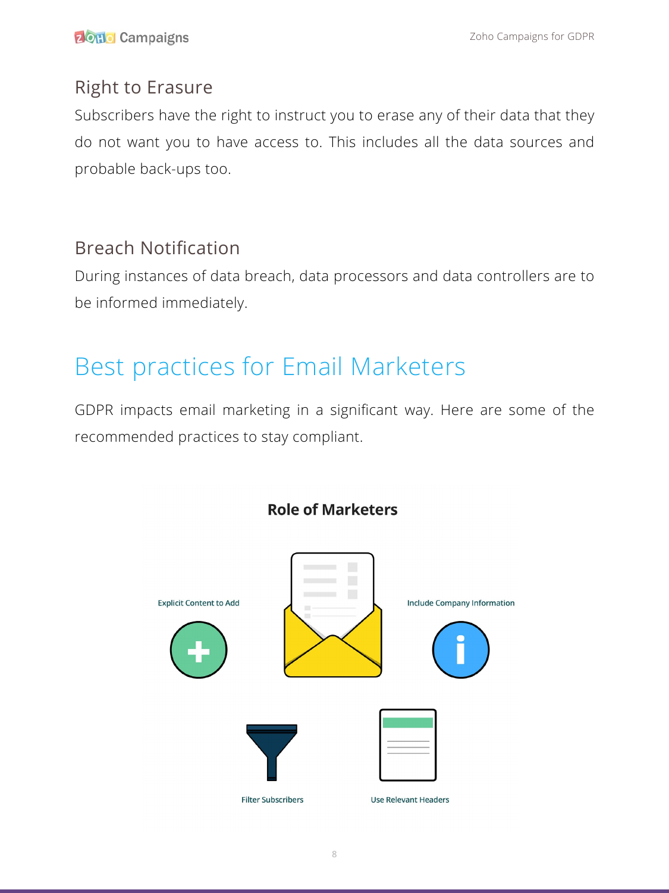## Right to Erasure

Subscribers have the right to instruct you to erase any of their data that they do not want you to have access to. This includes all the data sources and probable back-ups too.

## Breach Notification

During instances of data breach, data processors and data controllers are to be informed immediately.

# Best practices for Email Marketers

GDPR impacts email marketing in a significant way. Here are some of the recommended practices to stay compliant.

**Role of Marketers**

Explicit Content to Add

Include Company Information

Filter Subscribers

Use Relevant Headers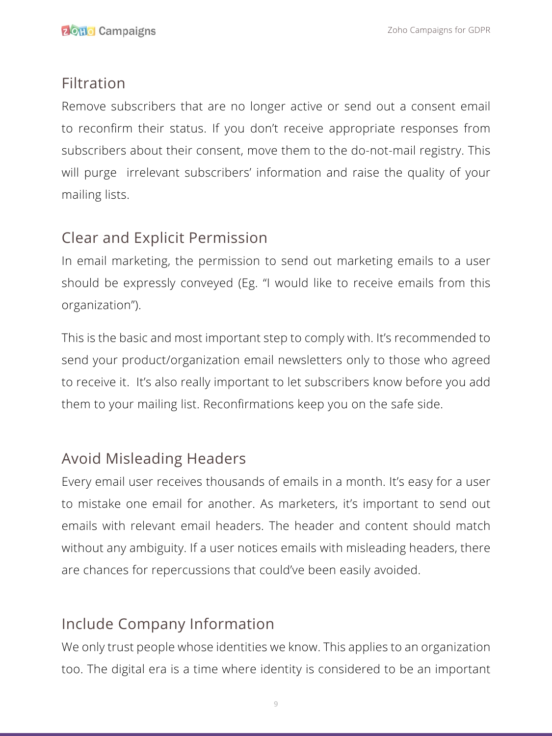## Filtration

Remove subscribers that are no longer active or send out a consent email to reconfirm their status. If you don't receive appropriate responses from subscribers about their consent, move them to the do-not-mail registry. This will purge irrelevant subscribers' information and raise the quality of your mailing lists.

## Clear and Explicit Permission

In email marketing, the permission to send out marketing emails to a user should be expressly conveyed (Eg. "I would like to receive emails from this organization").

This is the basic and most important step to comply with. It's recommended to send your product/organization email newsletters only to those who agreed to receive it. It's also really important to let subscribers know before you add them to your mailing list. Reconfirmations keep you on the safe side.

## Avoid Misleading Headers

Every email user receives thousands of emails in a month. It's easy for a user to mistake one email for another. As marketers, it's important to send out emails with relevant email headers. The header and content should match without any ambiguity. If a user notices emails with misleading headers, there are chances for repercussions that could've been easily avoided.

## Include Company Information

We only trust people whose identities we know. This applies to an organization too. The digital era is a time where identity is considered to be an important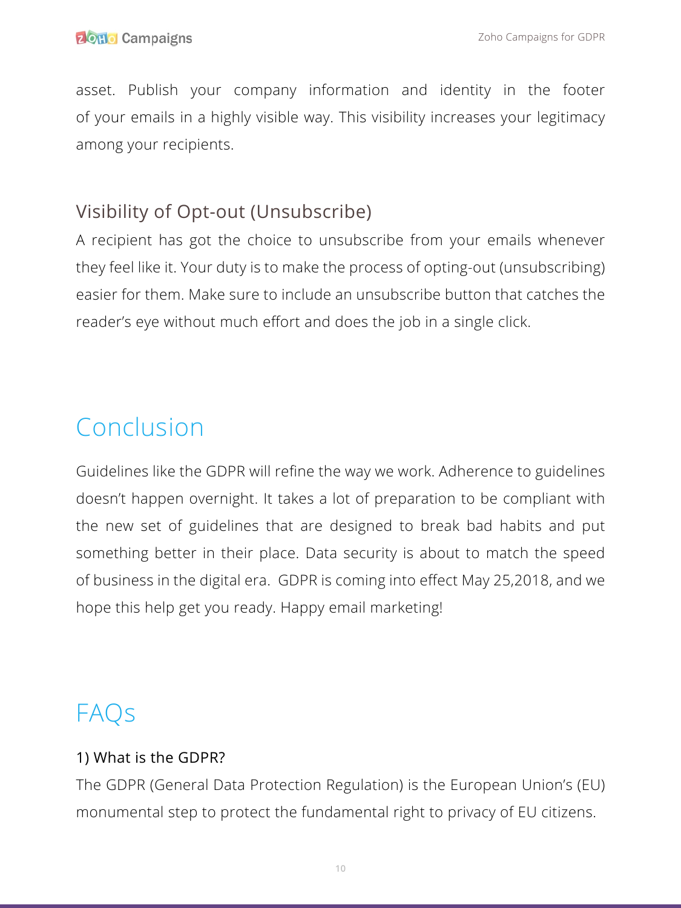asset. Publish your company information and identity in the footer of your emails in a highly visible way. This visibility increases your legitimacy among your recipients.

### Visibility of Opt-out (Unsubscribe)

A recipient has got the choice to unsubscribe from your emails whenever they feel like it. Your duty is to make the process of opting-out (unsubscribing) easier for them. Make sure to include an unsubscribe button that catches the reader's eye without much effort and does the job in a single click.

## Conclusion

Guidelines like the GDPR will refine the way we work. Adherence to guidelines doesn't happen overnight. It takes a lot of preparation to be compliant with the new set of guidelines that are designed to break bad habits and put something better in their place. Data security is about to match the speed of business in the digital era. GDPR is coming into effect May 25,2018, and we hope this help get you ready. Happy email marketing!

## FAQs

### 1) What is the GDPR?

The GDPR (General Data Protection Regulation) is the European Union's (EU) monumental step to protect the fundamental right to privacy of EU citizens.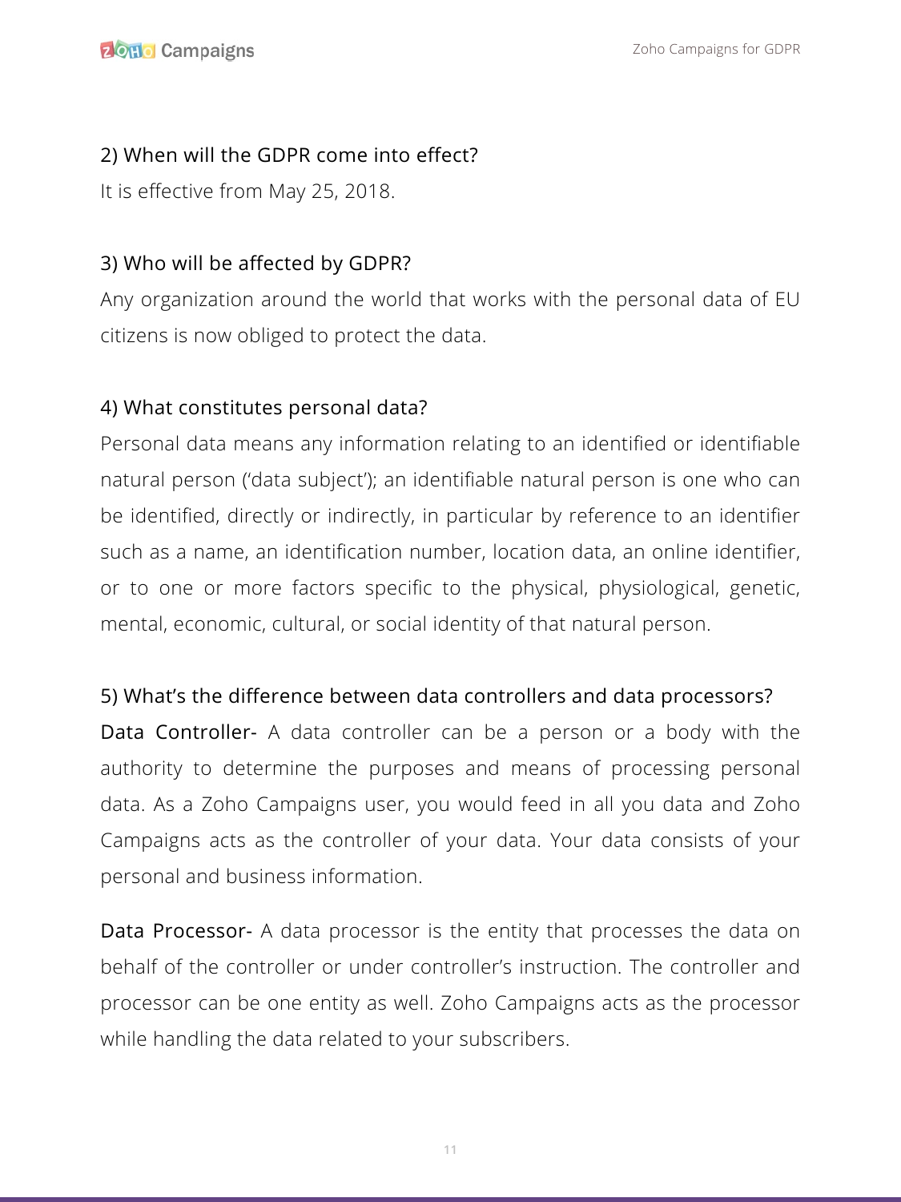2) When will the GDPR come into effect?

It is effective from May 25, 2018.

3) Who will be affected by GDPR?

Any organization around the world that works with the personal data of EU citizens is now obliged to protect the data.

4) What constitutes personal data?

Personal data means any information relating to an identified or identifiable natural person ('data subject'); an identifiable natural person is one who can be identified, directly or indirectly, in particular by reference to an identifier such as a name, an identification number, location data, an online identifier, or to one or more factors specific to the physical, physiological, genetic, mental, economic, cultural, or social identity of that natural person.

5) What's the difference between data controllers and data processors?

Data Controller- A data controller can be a person or a body with the authority to determine the purposes and means of processing personal data. As a Zoho Campaigns user, you would feed in all you data and Zoho Campaigns acts as the controller of your data. Your data consists of your personal and business information.

Data Processor- A data processor is the entity that processes the data on behalf of the controller or under controller's instruction. The controller and processor can be one entity as well. Zoho Campaigns acts as the processor while handling the data related to your subscribers.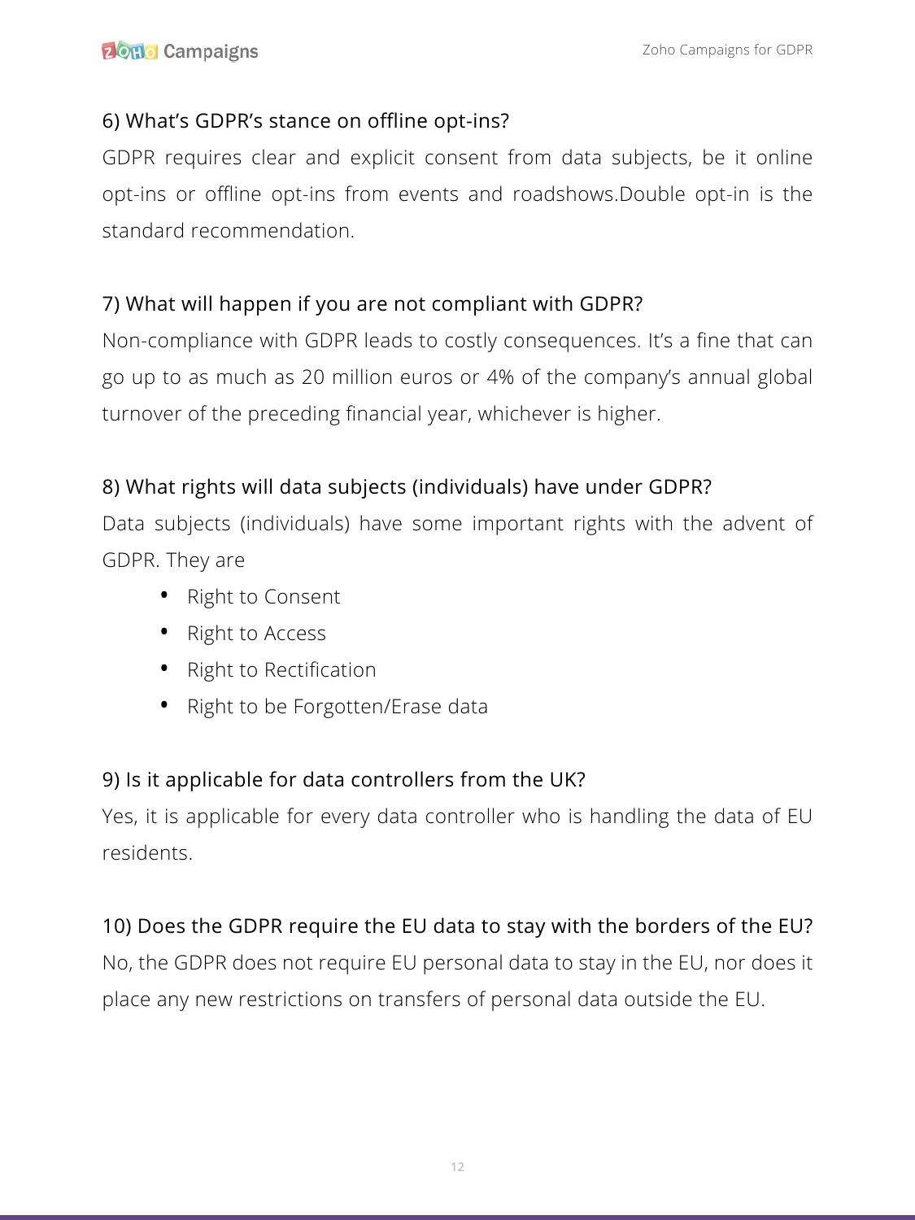### 6) What's GDPR's stance on offline opt-ins?

GDPR requires clear and explicit consent from data subjects, be it online opt-ins or offline opt-ins from events and roadshows.Double opt-in is the standard recommendation.

### 7) What will happen if you are not compliant with GDPR?

Non-compliance with GDPR leads to costly consequences. It's a fine that can go up to as much as 20 million euros or 4% of the company's annual global turnover of the preceding financial year, whichever is higher.

### 8) What rights will data subjects (individuals) have under GDPR?

Data subjects (individuals) have some important rights with the advent of GDPR. They are

- Right to Consent
- Right to Access
- Right to Rectification
- Right to be Forgotten/Erase data

### 9) Is it applicable for data controllers from the UK?

Yes, it is applicable for every data controller who is handling the data of EU residents.

### 10) Does the GDPR require the EU data to stay with the borders of the EU?

No, the GDPR does not require EU personal data to stay in the EU, nor does it place any new restrictions on transfers of personal data outside the EU.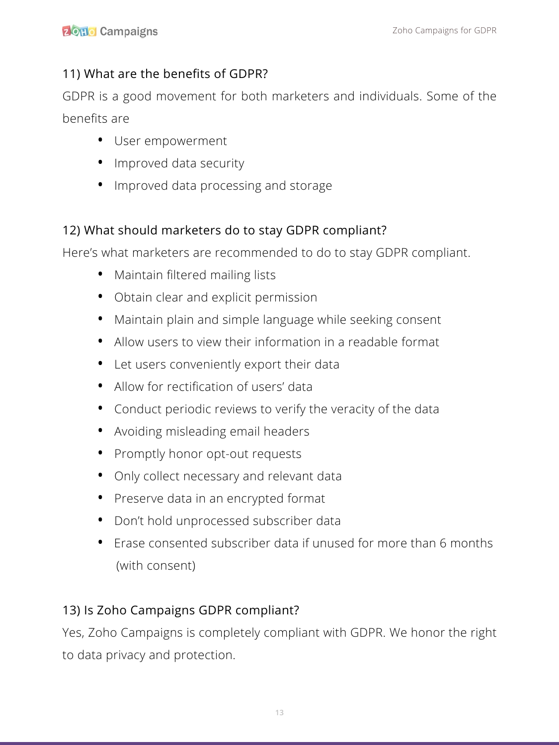### 11) What are the benefits of GDPR?

GDPR is a good movement for both marketers and individuals. Some of the benefits are

- User empowerment
- Improved data security
- Improved data processing and storage

### 12) What should marketers do to stay GDPR compliant?

Here's what marketers are recommended to do to stay GDPR compliant.

- Maintain filtered mailing lists
- Obtain clear and explicit permission
- Maintain plain and simple language while seeking consent
- Allow users to view their information in a readable format
- Let users conveniently export their data
- Allow for rectification of users' data
- Conduct periodic reviews to verify the veracity of the data
- Avoiding misleading email headers
- Promptly honor opt-out requests
- Only collect necessary and relevant data
- Preserve data in an encrypted format
- Don't hold unprocessed subscriber data
- Erase consented subscriber data if unused for more than 6 months (with consent)

### 13) Is Zoho Campaigns GDPR compliant?

Yes, Zoho Campaigns is completely compliant with GDPR. We honor the right to data privacy and protection.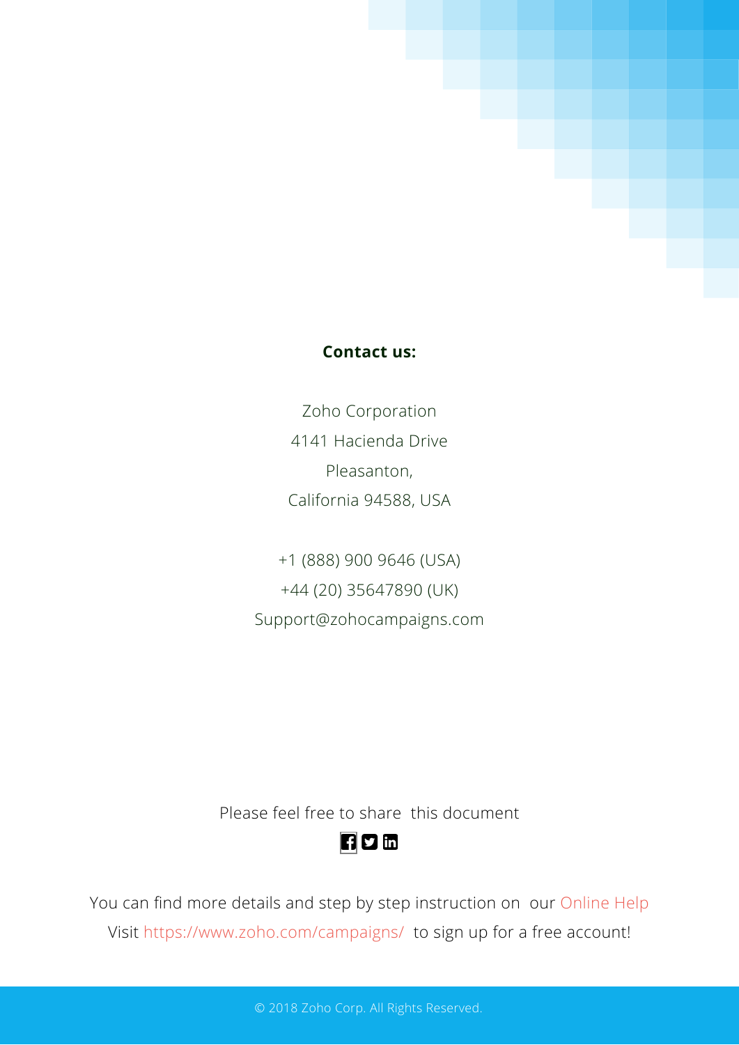**Contact us:**

Zoho Corporation
4141 Hacienda Drive
Pleasanton,
California 94588, USA

+1 (888) 900 9646 (USA)
+44 (20) 35647890 (UK)
Support@zohocampaigns.com

Please feel free to share this document

You can find more details and step by step instruction on our Online Help
Visit https://www.zoho.com/campaigns/ to sign up for a free account!

© 2018 Zoho Corp. All Rights Reserved.